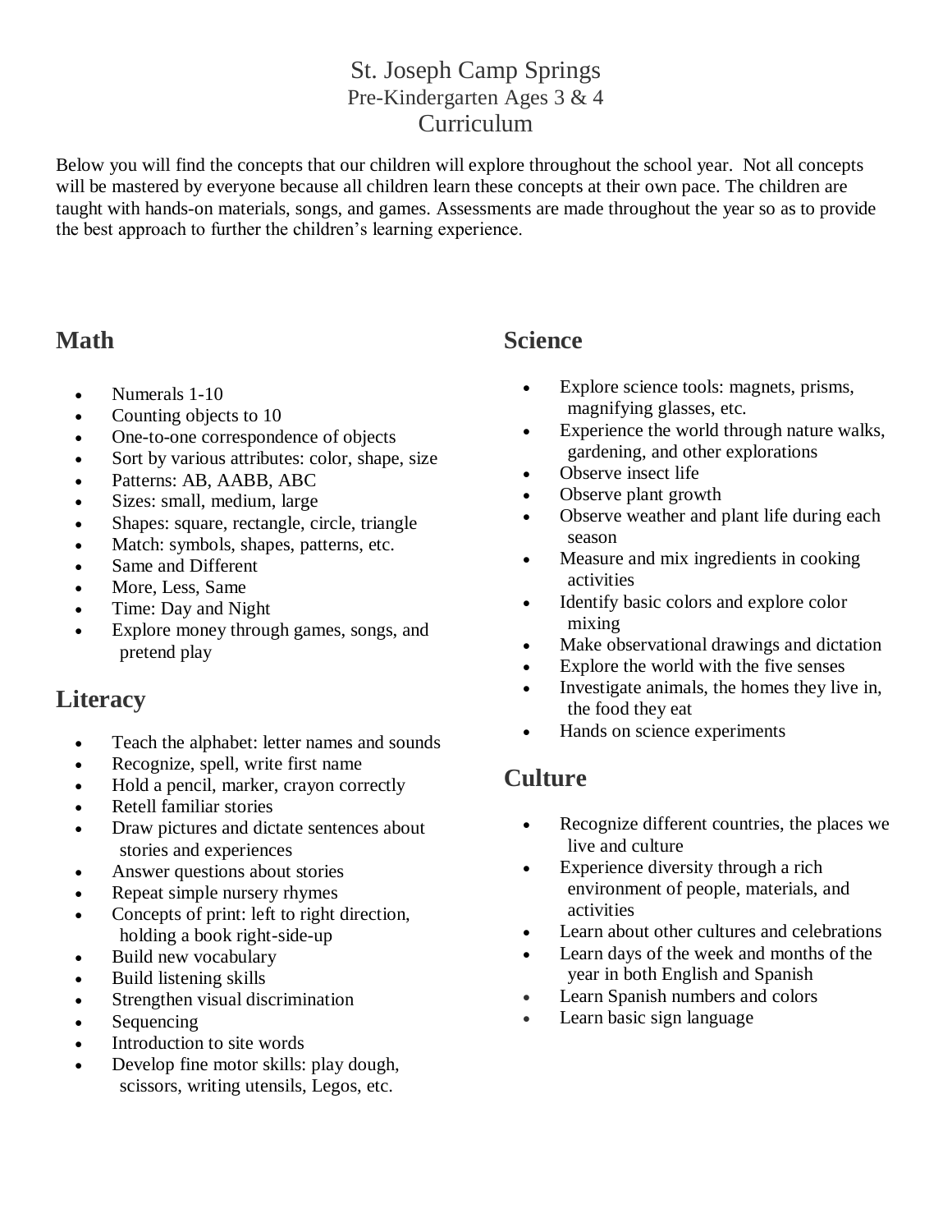# St. Joseph Camp Springs
Pre-Kindergarten Ages 3 & 4
Curriculum

Below you will find the concepts that our children will explore throughout the school year. Not all concepts will be mastered by everyone because all children learn these concepts at their own pace. The children are taught with hands-on materials, songs, and games. Assessments are made throughout the year so as to provide the best approach to further the children's learning experience.

## Math

- Numerals 1-10
- Counting objects to 10
- One-to-one correspondence of objects
- Sort by various attributes: color, shape, size
- Patterns: AB, AABB, ABC
- Sizes: small, medium, large
- Shapes: square, rectangle, circle, triangle
- Match: symbols, shapes, patterns, etc.
- Same and Different
- More, Less, Same
- Time: Day and Night
- Explore money through games, songs, and pretend play

## Literacy

- Teach the alphabet: letter names and sounds
- Recognize, spell, write first name
- Hold a pencil, marker, crayon correctly
- Retell familiar stories
- Draw pictures and dictate sentences about stories and experiences
- Answer questions about stories
- Repeat simple nursery rhymes
- Concepts of print: left to right direction, holding a book right-side-up
- Build new vocabulary
- Build listening skills
- Strengthen visual discrimination
- Sequencing
- Introduction to site words
- Develop fine motor skills: play dough, scissors, writing utensils, Legos, etc.

## Science

- Explore science tools: magnets, prisms, magnifying glasses, etc.
- Experience the world through nature walks, gardening, and other explorations
- Observe insect life
- Observe plant growth
- Observe weather and plant life during each season
- Measure and mix ingredients in cooking activities
- Identify basic colors and explore color mixing
- Make observational drawings and dictation
- Explore the world with the five senses
- Investigate animals, the homes they live in, the food they eat
- Hands on science experiments

## Culture

- Recognize different countries, the places we live and culture
- Experience diversity through a rich environment of people, materials, and activities
- Learn about other cultures and celebrations
- Learn days of the week and months of the year in both English and Spanish
- Learn Spanish numbers and colors
- Learn basic sign language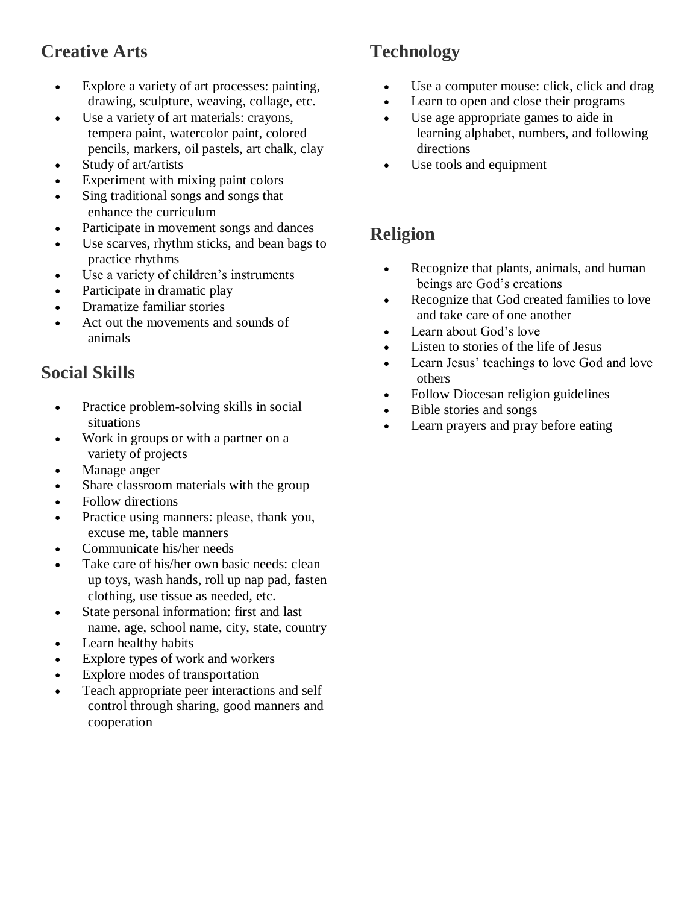## Creative Arts

- Explore a variety of art processes: painting, drawing, sculpture, weaving, collage, etc.
- Use a variety of art materials: crayons, tempera paint, watercolor paint, colored pencils, markers, oil pastels, art chalk, clay
- Study of art/artists
- Experiment with mixing paint colors
- Sing traditional songs and songs that enhance the curriculum
- Participate in movement songs and dances
- Use scarves, rhythm sticks, and bean bags to practice rhythms
- Use a variety of children's instruments
- Participate in dramatic play
- Dramatize familiar stories
- Act out the movements and sounds of animals

## Social Skills

- Practice problem-solving skills in social situations
- Work in groups or with a partner on a variety of projects
- Manage anger
- Share classroom materials with the group
- Follow directions
- Practice using manners: please, thank you, excuse me, table manners
- Communicate his/her needs
- Take care of his/her own basic needs: clean up toys, wash hands, roll up nap pad, fasten clothing, use tissue as needed, etc.
- State personal information: first and last name, age, school name, city, state, country
- Learn healthy habits
- Explore types of work and workers
- Explore modes of transportation
- Teach appropriate peer interactions and self control through sharing, good manners and cooperation

## Technology

- Use a computer mouse: click, click and drag
- Learn to open and close their programs
- Use age appropriate games to aide in learning alphabet, numbers, and following directions
- Use tools and equipment

## Religion

- Recognize that plants, animals, and human beings are God's creations
- Recognize that God created families to love and take care of one another
- Learn about God's love
- Listen to stories of the life of Jesus
- Learn Jesus' teachings to love God and love others
- Follow Diocesan religion guidelines
- Bible stories and songs
- Learn prayers and pray before eating